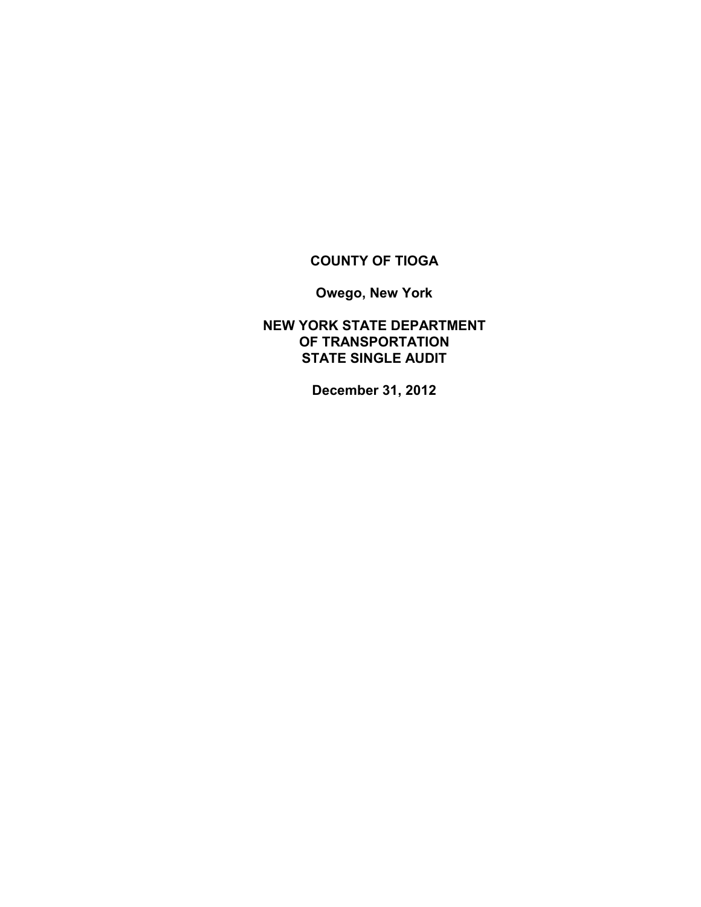# COUNTY OF TIOGA

**Owego, New York**

**NEW YORK STATE DEPARTMENT OF TRANSPORTATION STATE SINGLE AUDIT**

**December 31, 2012**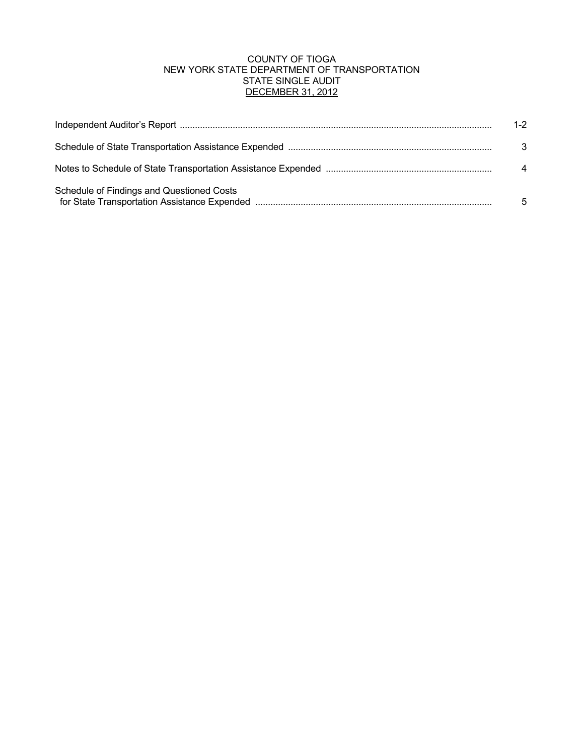COUNTY OF TIOGA
NEW YORK STATE DEPARTMENT OF TRANSPORTATION
STATE SINGLE AUDIT
DECEMBER 31, 2012

| | |
|---|---|
| Independent Auditor's Report | 1-2 |
| Schedule of State Transportation Assistance Expended | 3 |
| Notes to Schedule of State Transportation Assistance Expended | 4 |
| Schedule of Findings and Questioned Costs for State Transportation Assistance Expended | 5 |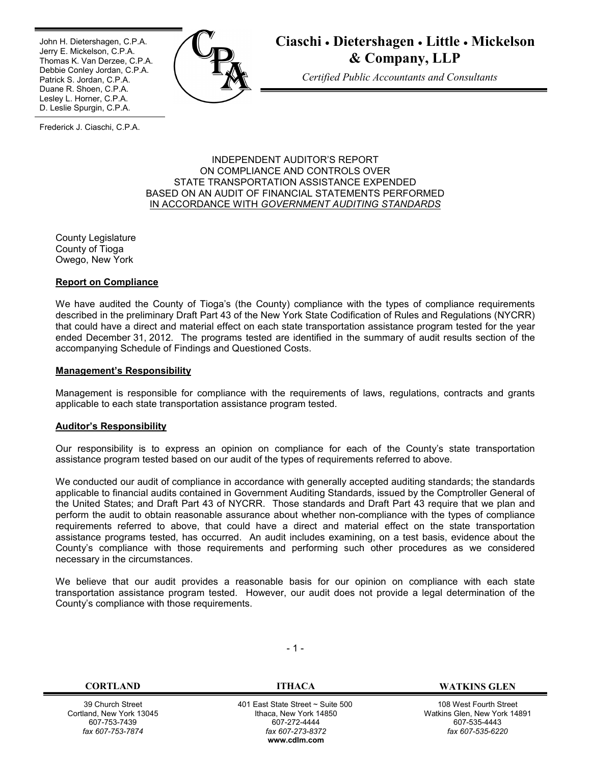John H. Dietershagen, C.P.A.
Jerry E. Mickelson, C.P.A.
Thomas K. Van Derzee, C.P.A.
Debbie Conley Jordan, C.P.A.
Patrick S. Jordan, C.P.A.
Duane R. Shoen, C.P.A.
Lesley L. Horner, C.P.A.
D. Leslie Spurgin, C.P.A.

Frederick J. Ciaschi, C.P.A.

# Ciaschi • Dietershagen • Little • Mickelson & Company, LLP

*Certified Public Accountants and Consultants*

INDEPENDENT AUDITOR'S REPORT
ON COMPLIANCE AND CONTROLS OVER
STATE TRANSPORTATION ASSISTANCE EXPENDED
BASED ON AN AUDIT OF FINANCIAL STATEMENTS PERFORMED
IN ACCORDANCE WITH *GOVERNMENT AUDITING STANDARDS*

County Legislature
County of Tioga
Owego, New York

**Report on Compliance**

We have audited the County of Tioga's (the County) compliance with the types of compliance requirements described in the preliminary Draft Part 43 of the New York State Codification of Rules and Regulations (NYCRR) that could have a direct and material effect on each state transportation assistance program tested for the year ended December 31, 2012. The programs tested are identified in the summary of audit results section of the accompanying Schedule of Findings and Questioned Costs.

**Management's Responsibility**

Management is responsible for compliance with the requirements of laws, regulations, contracts and grants applicable to each state transportation assistance program tested.

**Auditor's Responsibility**

Our responsibility is to express an opinion on compliance for each of the County's state transportation assistance program tested based on our audit of the types of requirements referred to above.

We conducted our audit of compliance in accordance with generally accepted auditing standards; the standards applicable to financial audits contained in Government Auditing Standards, issued by the Comptroller General of the United States; and Draft Part 43 of NYCRR. Those standards and Draft Part 43 require that we plan and perform the audit to obtain reasonable assurance about whether non-compliance with the types of compliance requirements referred to above, that could have a direct and material effect on the state transportation assistance programs tested, has occurred. An audit includes examining, on a test basis, evidence about the County's compliance with those requirements and performing such other procedures as we considered necessary in the circumstances.

We believe that our audit provides a reasonable basis for our opinion on compliance with each state transportation assistance program tested. However, our audit does not provide a legal determination of the County's compliance with those requirements.

| CORTLAND | ITHACA | WATKINS GLEN |
| --- | --- | --- |
| 39 Church Street<br>Cortland, New York 13045<br>607-753-7439<br>*fax 607-753-7874* | 401 East State Street ~ Suite 500<br>Ithaca, New York 14850<br>607-272-4444<br>*fax 607-273-8372*<br>**www.cdlm.com** | 108 West Fourth Street<br>Watkins Glen, New York 14891<br>607-535-4443<br>*fax 607-535-6220* |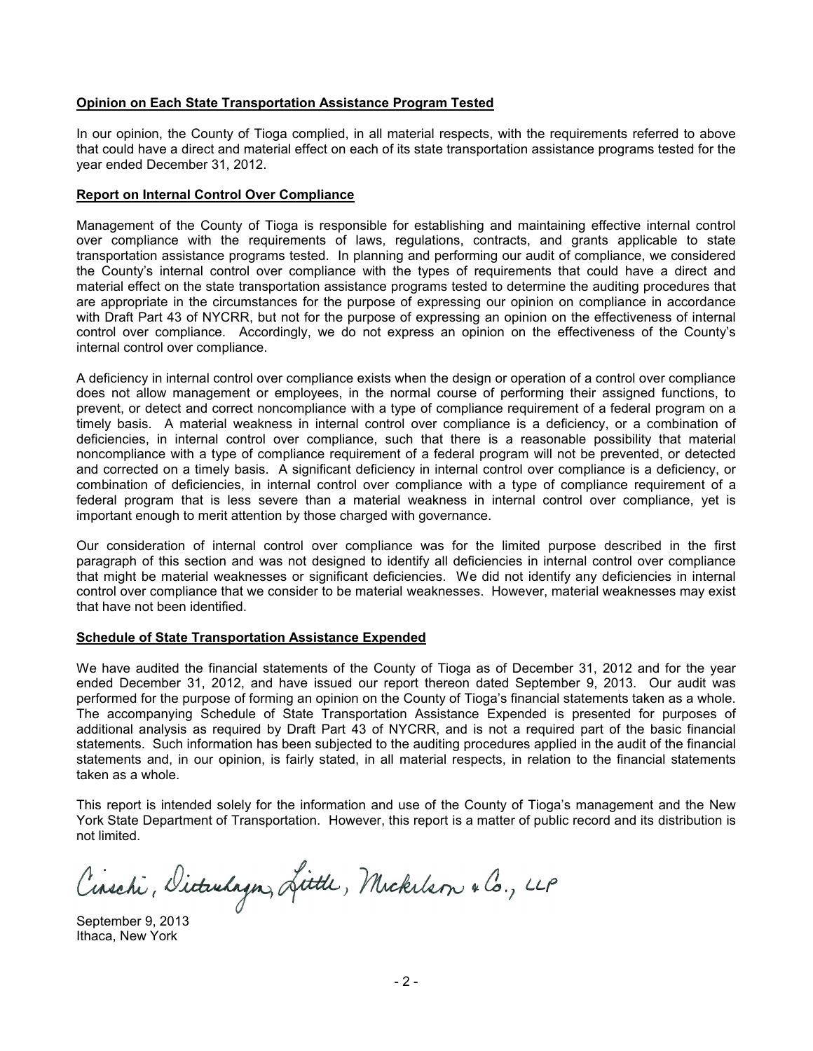**Opinion on Each State Transportation Assistance Program Tested**

In our opinion, the County of Tioga complied, in all material respects, with the requirements referred to above that could have a direct and material effect on each of its state transportation assistance programs tested for the year ended December 31, 2012.

**Report on Internal Control Over Compliance**

Management of the County of Tioga is responsible for establishing and maintaining effective internal control over compliance with the requirements of laws, regulations, contracts, and grants applicable to state transportation assistance programs tested. In planning and performing our audit of compliance, we considered the County's internal control over compliance with the types of requirements that could have a direct and material effect on the state transportation assistance programs tested to determine the auditing procedures that are appropriate in the circumstances for the purpose of expressing our opinion on compliance in accordance with Draft Part 43 of NYCRR, but not for the purpose of expressing an opinion on the effectiveness of internal control over compliance. Accordingly, we do not express an opinion on the effectiveness of the County's internal control over compliance.

A deficiency in internal control over compliance exists when the design or operation of a control over compliance does not allow management or employees, in the normal course of performing their assigned functions, to prevent, or detect and correct noncompliance with a type of compliance requirement of a federal program on a timely basis. A material weakness in internal control over compliance is a deficiency, or a combination of deficiencies, in internal control over compliance, such that there is a reasonable possibility that material noncompliance with a type of compliance requirement of a federal program will not be prevented, or detected and corrected on a timely basis. A significant deficiency in internal control over compliance is a deficiency, or combination of deficiencies, in internal control over compliance with a type of compliance requirement of a federal program that is less severe than a material weakness in internal control over compliance, yet is important enough to merit attention by those charged with governance.

Our consideration of internal control over compliance was for the limited purpose described in the first paragraph of this section and was not designed to identify all deficiencies in internal control over compliance that might be material weaknesses or significant deficiencies. We did not identify any deficiencies in internal control over compliance that we consider to be material weaknesses. However, material weaknesses may exist that have not been identified.

**Schedule of State Transportation Assistance Expended**

We have audited the financial statements of the County of Tioga as of December 31, 2012 and for the year ended December 31, 2012, and have issued our report thereon dated September 9, 2013. Our audit was performed for the purpose of forming an opinion on the County of Tioga's financial statements taken as a whole. The accompanying Schedule of State Transportation Assistance Expended is presented for purposes of additional analysis as required by Draft Part 43 of NYCRR, and is not a required part of the basic financial statements. Such information has been subjected to the auditing procedures applied in the audit of the financial statements and, in our opinion, is fairly stated, in all material respects, in relation to the financial statements taken as a whole.

This report is intended solely for the information and use of the County of Tioga's management and the New York State Department of Transportation. However, this report is a matter of public record and its distribution is not limited.

Ciaschi, Dietershagen, Little, Mickelson & Co., LLP

September 9, 2013
Ithaca, New York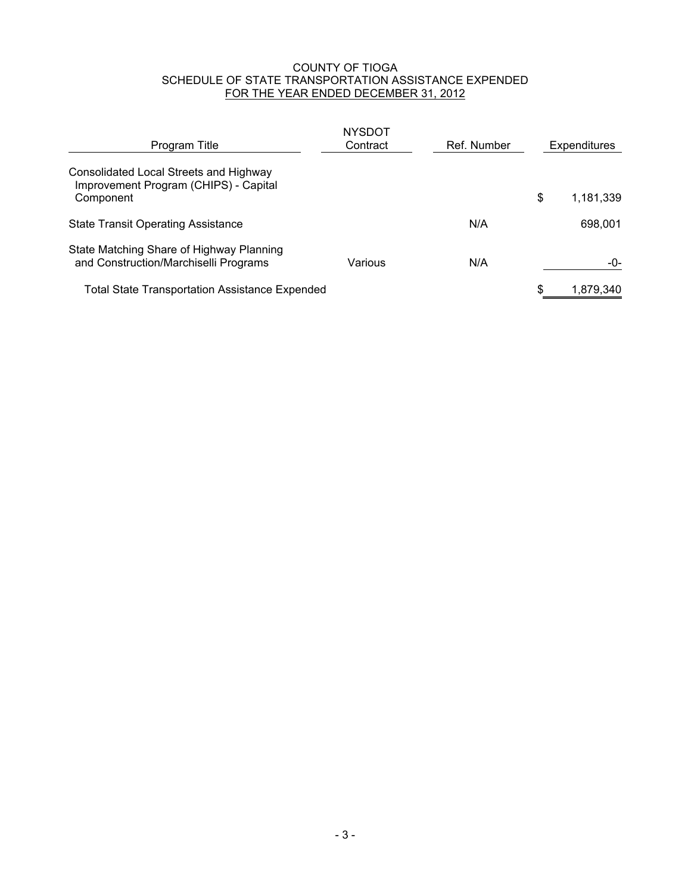# COUNTY OF TIOGA
## SCHEDULE OF STATE TRANSPORTATION ASSISTANCE EXPENDED
### FOR THE YEAR ENDED DECEMBER 31, 2012

| Program Title | NYSDOT Contract | Ref. Number | Expenditures |
|---|---|---|---|
| Consolidated Local Streets and Highway Improvement Program (CHIPS) - Capital Component | | | $ 1,181,339 |
| State Transit Operating Assistance | | N/A | 698,001 |
| State Matching Share of Highway Planning and Construction/Marchiselli Programs | Various | N/A | -0- |
| Total State Transportation Assistance Expended | | | $ 1,879,340 |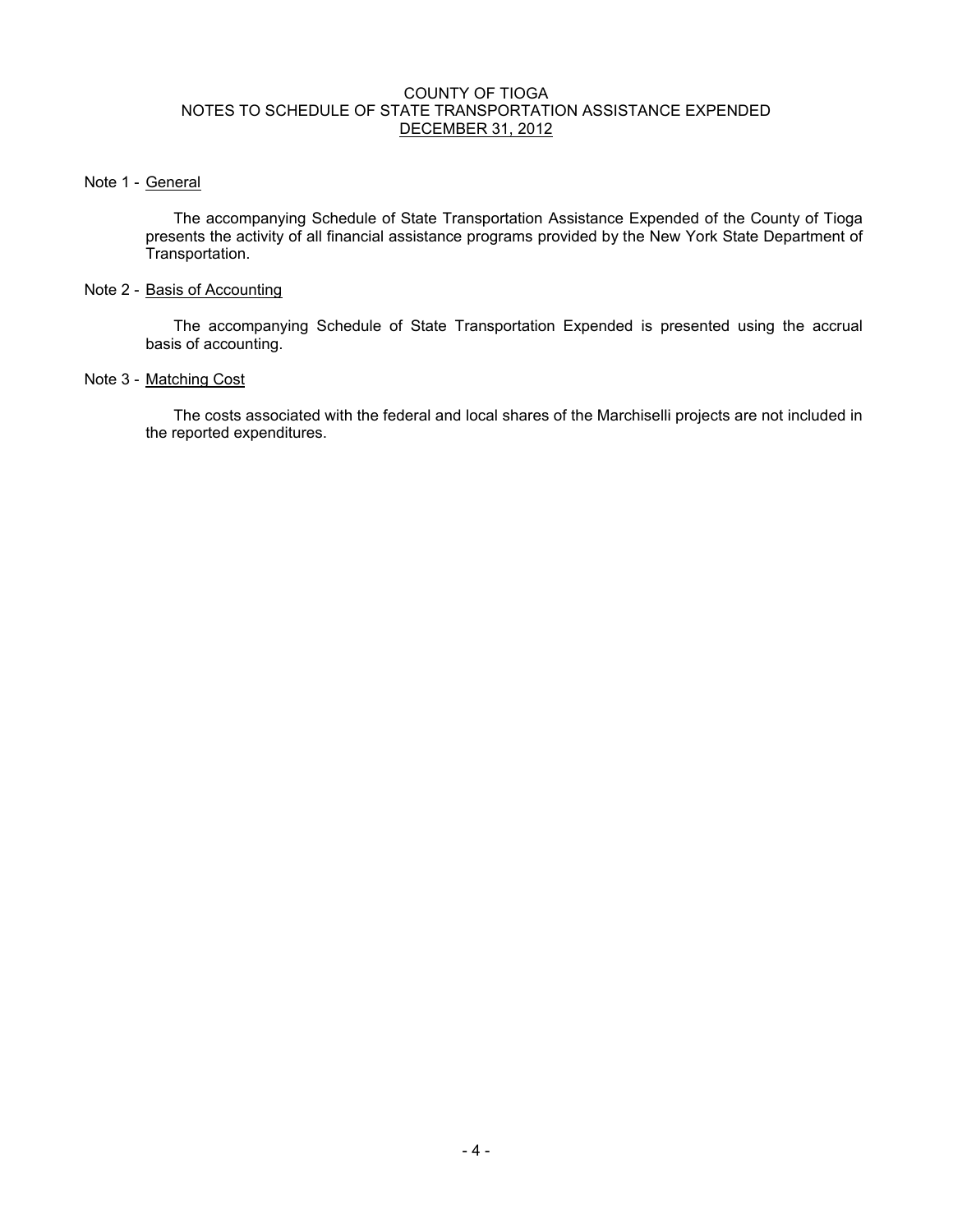# COUNTY OF TIOGA
## NOTES TO SCHEDULE OF STATE TRANSPORTATION ASSISTANCE EXPENDED
### DECEMBER 31, 2012

Note 1 - General

The accompanying Schedule of State Transportation Assistance Expended of the County of Tioga presents the activity of all financial assistance programs provided by the New York State Department of Transportation.

Note 2 - Basis of Accounting

The accompanying Schedule of State Transportation Expended is presented using the accrual basis of accounting.

Note 3 - Matching Cost

The costs associated with the federal and local shares of the Marchiselli projects are not included in the reported expenditures.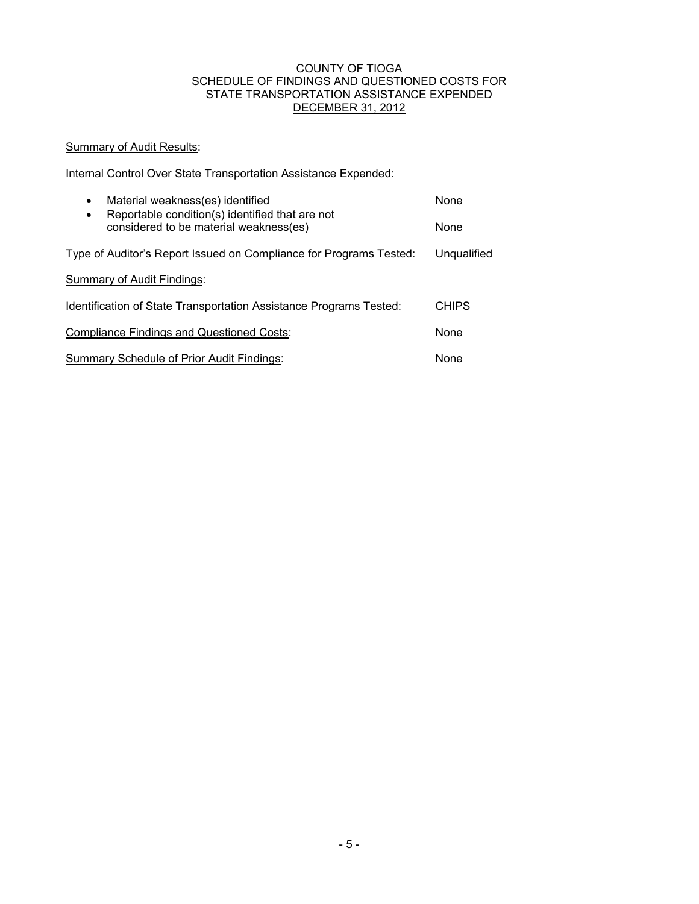# COUNTY OF TIOGA
## SCHEDULE OF FINDINGS AND QUESTIONED COSTS FOR STATE TRANSPORTATION ASSISTANCE EXPENDED
## DECEMBER 31, 2012

Summary of Audit Results:

Internal Control Over State Transportation Assistance Expended:

- Material weakness(es) identified — None
- Reportable condition(s) identified that are not considered to be material weakness(es) — None

Type of Auditor's Report Issued on Compliance for Programs Tested: Unqualified

Summary of Audit Findings:

Identification of State Transportation Assistance Programs Tested: CHIPS

Compliance Findings and Questioned Costs: None

Summary Schedule of Prior Audit Findings: None